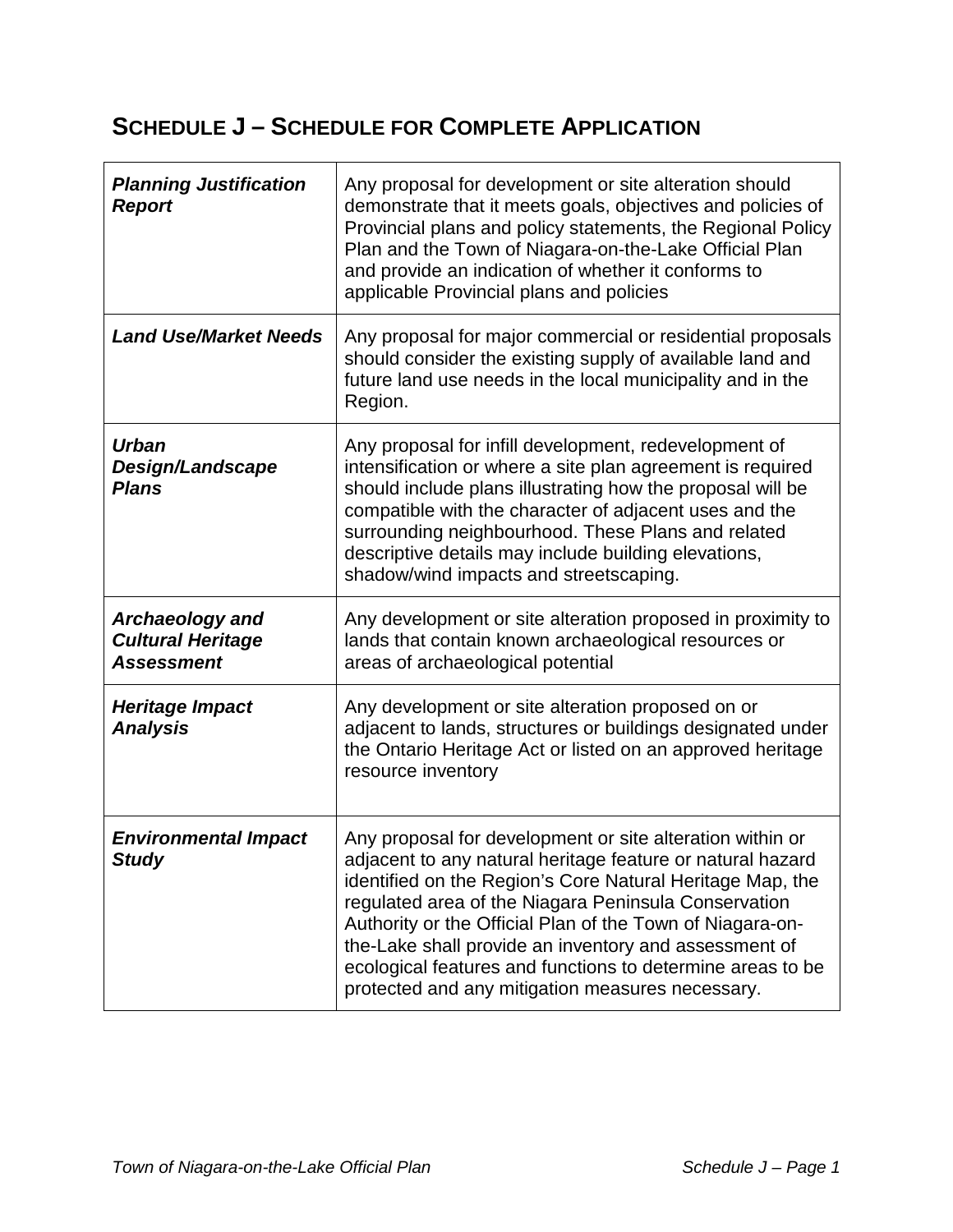# SCHEDULE J – SCHEDULE FOR COMPLETE APPLICATION

| | |
|---|---|
| ***Planning Justification Report*** | Any proposal for development or site alteration should demonstrate that it meets goals, objectives and policies of Provincial plans and policy statements, the Regional Policy Plan and the Town of Niagara-on-the-Lake Official Plan and provide an indication of whether it conforms to applicable Provincial plans and policies |
| ***Land Use/Market Needs*** | Any proposal for major commercial or residential proposals should consider the existing supply of available land and future land use needs in the local municipality and in the Region. |
| ***Urban Design/Landscape Plans*** | Any proposal for infill development, redevelopment of intensification or where a site plan agreement is required should include plans illustrating how the proposal will be compatible with the character of adjacent uses and the surrounding neighbourhood. These Plans and related descriptive details may include building elevations, shadow/wind impacts and streetscaping. |
| ***Archaeology and Cultural Heritage Assessment*** | Any development or site alteration proposed in proximity to lands that contain known archaeological resources or areas of archaeological potential |
| ***Heritage Impact Analysis*** | Any development or site alteration proposed on or adjacent to lands, structures or buildings designated under the Ontario Heritage Act or listed on an approved heritage resource inventory |
| ***Environmental Impact Study*** | Any proposal for development or site alteration within or adjacent to any natural heritage feature or natural hazard identified on the Region's Core Natural Heritage Map, the regulated area of the Niagara Peninsula Conservation Authority or the Official Plan of the Town of Niagara-on-the-Lake shall provide an inventory and assessment of ecological features and functions to determine areas to be protected and any mitigation measures necessary. |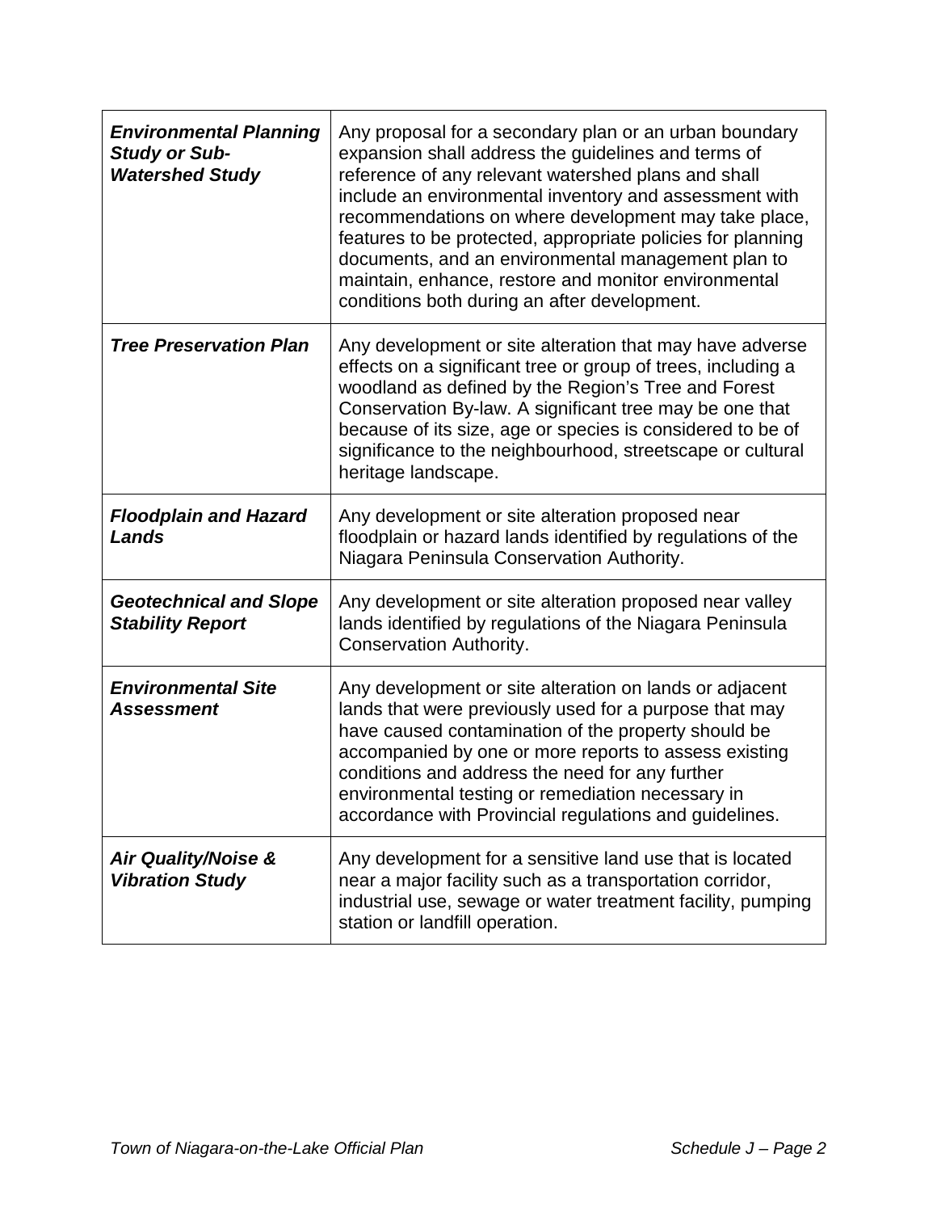| | |
|---|---|
| ***Environmental Planning Study or Sub-Watershed Study*** | Any proposal for a secondary plan or an urban boundary expansion shall address the guidelines and terms of reference of any relevant watershed plans and shall include an environmental inventory and assessment with recommendations on where development may take place, features to be protected, appropriate policies for planning documents, and an environmental management plan to maintain, enhance, restore and monitor environmental conditions both during an after development. |
| ***Tree Preservation Plan*** | Any development or site alteration that may have adverse effects on a significant tree or group of trees, including a woodland as defined by the Region's Tree and Forest Conservation By-law. A significant tree may be one that because of its size, age or species is considered to be of significance to the neighbourhood, streetscape or cultural heritage landscape. |
| ***Floodplain and Hazard Lands*** | Any development or site alteration proposed near floodplain or hazard lands identified by regulations of the Niagara Peninsula Conservation Authority. |
| ***Geotechnical and Slope Stability Report*** | Any development or site alteration proposed near valley lands identified by regulations of the Niagara Peninsula Conservation Authority. |
| ***Environmental Site Assessment*** | Any development or site alteration on lands or adjacent lands that were previously used for a purpose that may have caused contamination of the property should be accompanied by one or more reports to assess existing conditions and address the need for any further environmental testing or remediation necessary in accordance with Provincial regulations and guidelines. |
| ***Air Quality/Noise & Vibration Study*** | Any development for a sensitive land use that is located near a major facility such as a transportation corridor, industrial use, sewage or water treatment facility, pumping station or landfill operation. |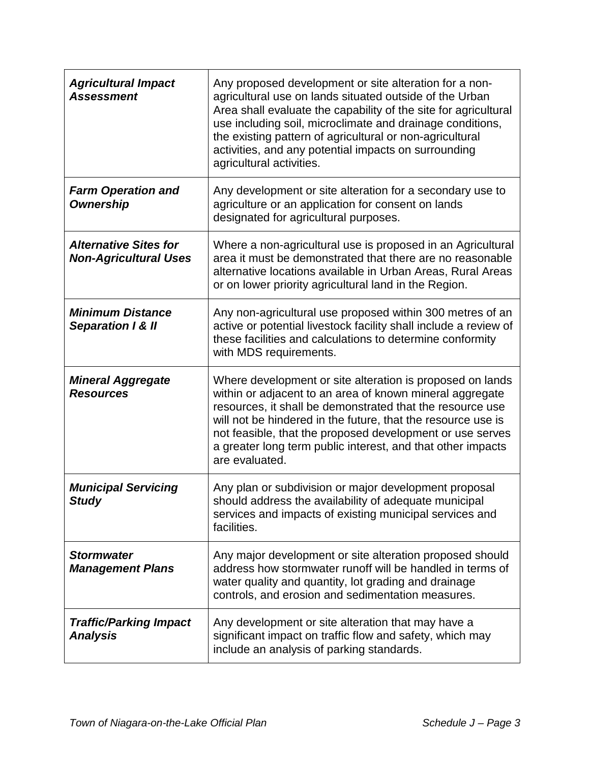| | |
|---|---|
| ***Agricultural Impact Assessment*** | Any proposed development or site alteration for a non-agricultural use on lands situated outside of the Urban Area shall evaluate the capability of the site for agricultural use including soil, microclimate and drainage conditions, the existing pattern of agricultural or non-agricultural activities, and any potential impacts on surrounding agricultural activities. |
| ***Farm Operation and Ownership*** | Any development or site alteration for a secondary use to agriculture or an application for consent on lands designated for agricultural purposes. |
| ***Alternative Sites for Non-Agricultural Uses*** | Where a non-agricultural use is proposed in an Agricultural area it must be demonstrated that there are no reasonable alternative locations available in Urban Areas, Rural Areas or on lower priority agricultural land in the Region. |
| ***Minimum Distance Separation I & II*** | Any non-agricultural use proposed within 300 metres of an active or potential livestock facility shall include a review of these facilities and calculations to determine conformity with MDS requirements. |
| ***Mineral Aggregate Resources*** | Where development or site alteration is proposed on lands within or adjacent to an area of known mineral aggregate resources, it shall be demonstrated that the resource use will not be hindered in the future, that the resource use is not feasible, that the proposed development or use serves a greater long term public interest, and that other impacts are evaluated. |
| ***Municipal Servicing Study*** | Any plan or subdivision or major development proposal should address the availability of adequate municipal services and impacts of existing municipal services and facilities. |
| ***Stormwater Management Plans*** | Any major development or site alteration proposed should address how stormwater runoff will be handled in terms of water quality and quantity, lot grading and drainage controls, and erosion and sedimentation measures. |
| ***Traffic/Parking Impact Analysis*** | Any development or site alteration that may have a significant impact on traffic flow and safety, which may include an analysis of parking standards. |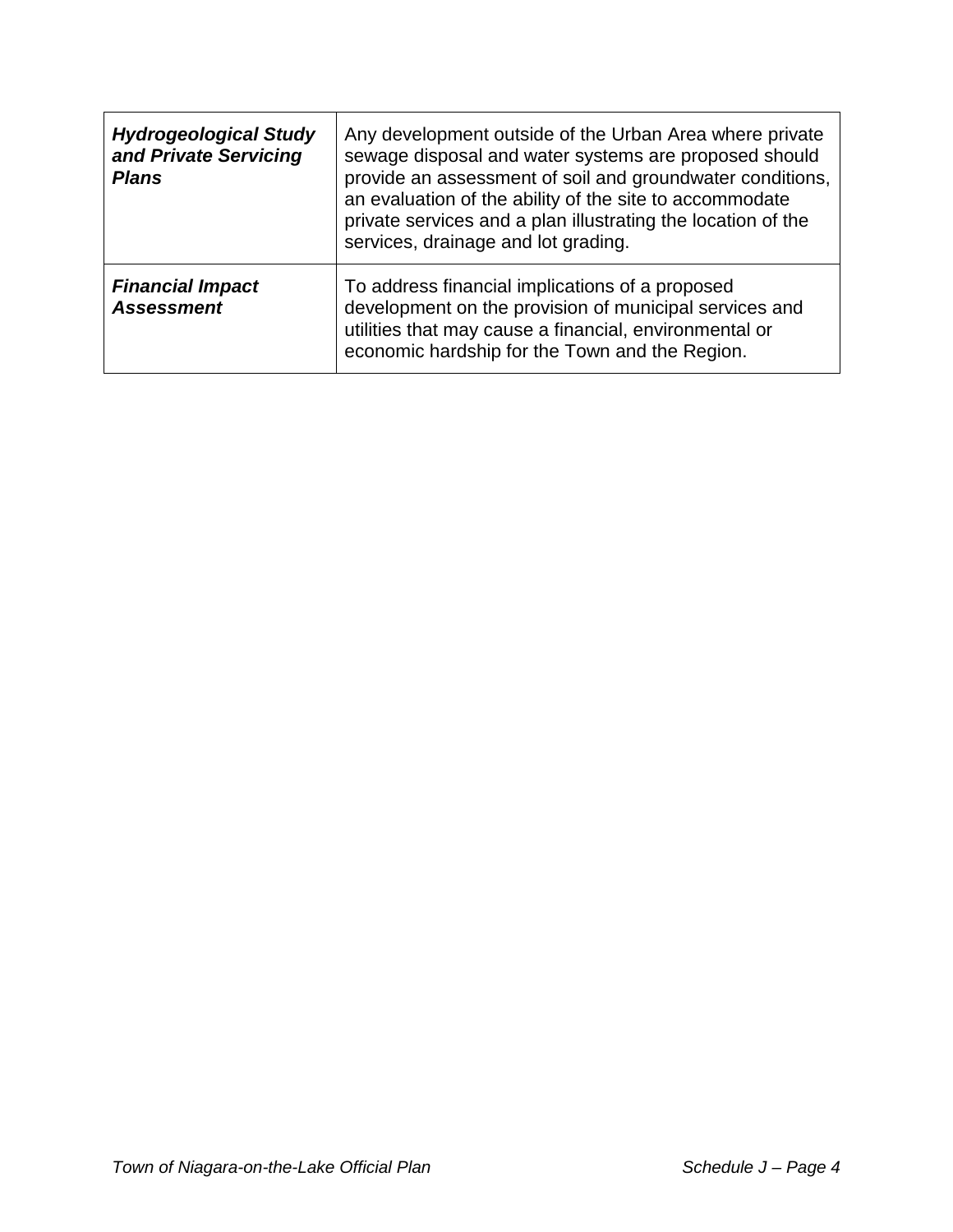| | |
|---|---|
| ***Hydrogeological Study and Private Servicing Plans*** | Any development outside of the Urban Area where private sewage disposal and water systems are proposed should provide an assessment of soil and groundwater conditions, an evaluation of the ability of the site to accommodate private services and a plan illustrating the location of the services, drainage and lot grading. |
| ***Financial Impact Assessment*** | To address financial implications of a proposed development on the provision of municipal services and utilities that may cause a financial, environmental or economic hardship for the Town and the Region. |